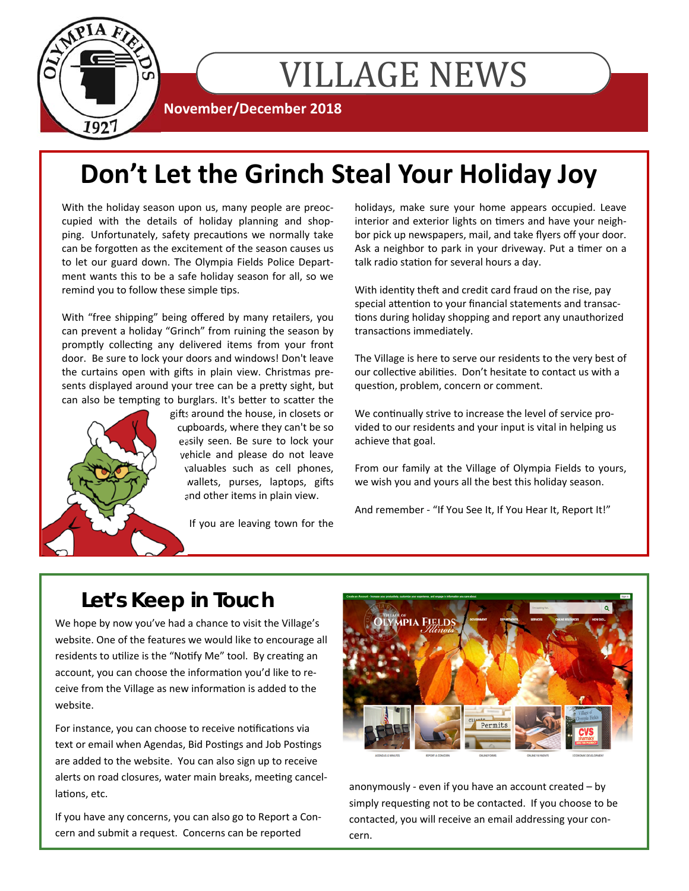# VILLAGE NEWS

**November/December 2018**

## Don't Let the Grinch Steal Your Holiday Joy

With the holiday season upon us, many people are preoccupied with the details of holiday planning and shopping. Unfortunately, safety precautions we normally take can be forgotten as the excitement of the season causes us to let our guard down. The Olympia Fields Police Department wants this to be a safe holiday season for all, so we remind you to follow these simple tips.

With "free shipping" being offered by many retailers, you can prevent a holiday "Grinch" from ruining the season by promptly collecting any delivered items from your front door. Be sure to lock your doors and windows! Don't leave the curtains open with gifts in plain view. Christmas presents displayed around your tree can be a pretty sight, but can also be tempting to burglars. It's better to scatter the gifts around the house, in closets or cupboards, where they can't be so easily seen. Be sure to lock your vehicle and please do not leave valuables such as cell phones, wallets, purses, laptops, gifts and other items in plain view.

If you are leaving town for the holidays, make sure your home appears occupied. Leave interior and exterior lights on timers and have your neighbor pick up newspapers, mail, and take flyers off your door. Ask a neighbor to park in your driveway. Put a timer on a talk radio station for several hours a day.

With identity theft and credit card fraud on the rise, pay special attention to your financial statements and transactions during holiday shopping and report any unauthorized transactions immediately.

The Village is here to serve our residents to the very best of our collective abilities. Don't hesitate to contact us with a question, problem, concern or comment.

We continually strive to increase the level of service provided to our residents and your input is vital in helping us achieve that goal.

From our family at the Village of Olympia Fields to yours, we wish you and yours all the best this holiday season.

And remember - "If You See It, If You Hear It, Report It!"

## Let's Keep in Touch

We hope by now you've had a chance to visit the Village's website. One of the features we would like to encourage all residents to utilize is the "Notify Me" tool. By creating an account, you can choose the information you'd like to receive from the Village as new information is added to the website.

For instance, you can choose to receive notifications via text or email when Agendas, Bid Postings and Job Postings are added to the website. You can also sign up to receive alerts on road closures, water main breaks, meeting cancellations, etc.

If you have any concerns, you can also go to Report a Concern and submit a request. Concerns can be reported anonymously - even if you have an account created – by simply requesting not to be contacted. If you choose to be contacted, you will receive an email addressing your concern.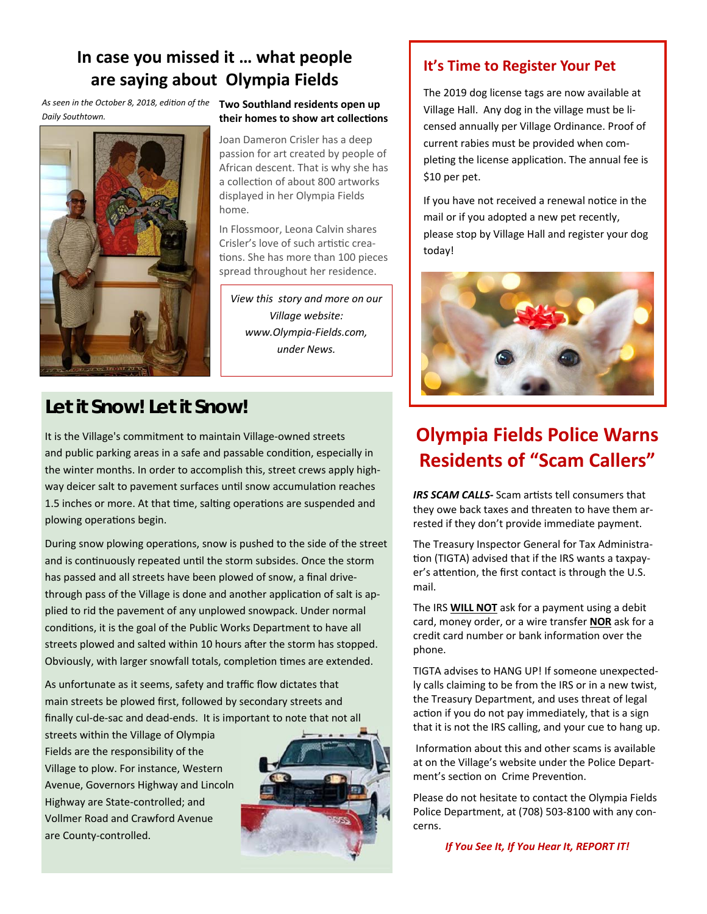## In case you missed it … what people are saying about Olympia Fields

*As seen in the October 8, 2018, edition of the Daily Southtown.*

**Two Southland residents open up their homes to show art collections**

Joan Dameron Crisler has a deep passion for art created by people of African descent. That is why she has a collection of about 800 artworks displayed in her Olympia Fields home.

In Flossmoor, Leona Calvin shares Crisler's love of such artistic creations. She has more than 100 pieces spread throughout her residence.

*View this story and more on our Village website: www.Olympia-Fields.com, under News.*

## Let it Snow! Let it Snow!

It is the Village's commitment to maintain Village-owned streets and public parking areas in a safe and passable condition, especially in the winter months. In order to accomplish this, street crews apply highway deicer salt to pavement surfaces until snow accumulation reaches 1.5 inches or more. At that time, salting operations are suspended and plowing operations begin.

During snow plowing operations, snow is pushed to the side of the street and is continuously repeated until the storm subsides. Once the storm has passed and all streets have been plowed of snow, a final drive-through pass of the Village is done and another application of salt is applied to rid the pavement of any unplowed snowpack. Under normal conditions, it is the goal of the Public Works Department to have all streets plowed and salted within 10 hours after the storm has stopped. Obviously, with larger snowfall totals, completion times are extended.

As unfortunate as it seems, safety and traffic flow dictates that main streets be plowed first, followed by secondary streets and finally cul-de-sac and dead-ends. It is important to note that not all streets within the Village of Olympia Fields are the responsibility of the Village to plow. For instance, Western Avenue, Governors Highway and Lincoln Highway are State-controlled; and Vollmer Road and Crawford Avenue are County-controlled.

## It's Time to Register Your Pet

The 2019 dog license tags are now available at Village Hall. Any dog in the village must be licensed annually per Village Ordinance. Proof of current rabies must be provided when completing the license application. The annual fee is $10 per pet.

If you have not received a renewal notice in the mail or if you adopted a new pet recently, please stop by Village Hall and register your dog today!

## Olympia Fields Police Warns Residents of "Scam Callers"

***IRS SCAM CALLS-*** Scam artists tell consumers that they owe back taxes and threaten to have them arrested if they don't provide immediate payment.

The Treasury Inspector General for Tax Administration (TIGTA) advised that if the IRS wants a taxpayer's attention, the first contact is through the U.S. mail.

The IRS **WILL NOT** ask for a payment using a debit card, money order, or a wire transfer **NOR** ask for a credit card number or bank information over the phone.

TIGTA advises to HANG UP! If someone unexpectedly calls claiming to be from the IRS or in a new twist, the Treasury Department, and uses threat of legal action if you do not pay immediately, that is a sign that it is not the IRS calling, and your cue to hang up.

Information about this and other scams is available at on the Village's website under the Police Department's section on Crime Prevention.

Please do not hesitate to contact the Olympia Fields Police Department, at (708) 503-8100 with any concerns.

***If You See It, If You Hear It, REPORT IT!***